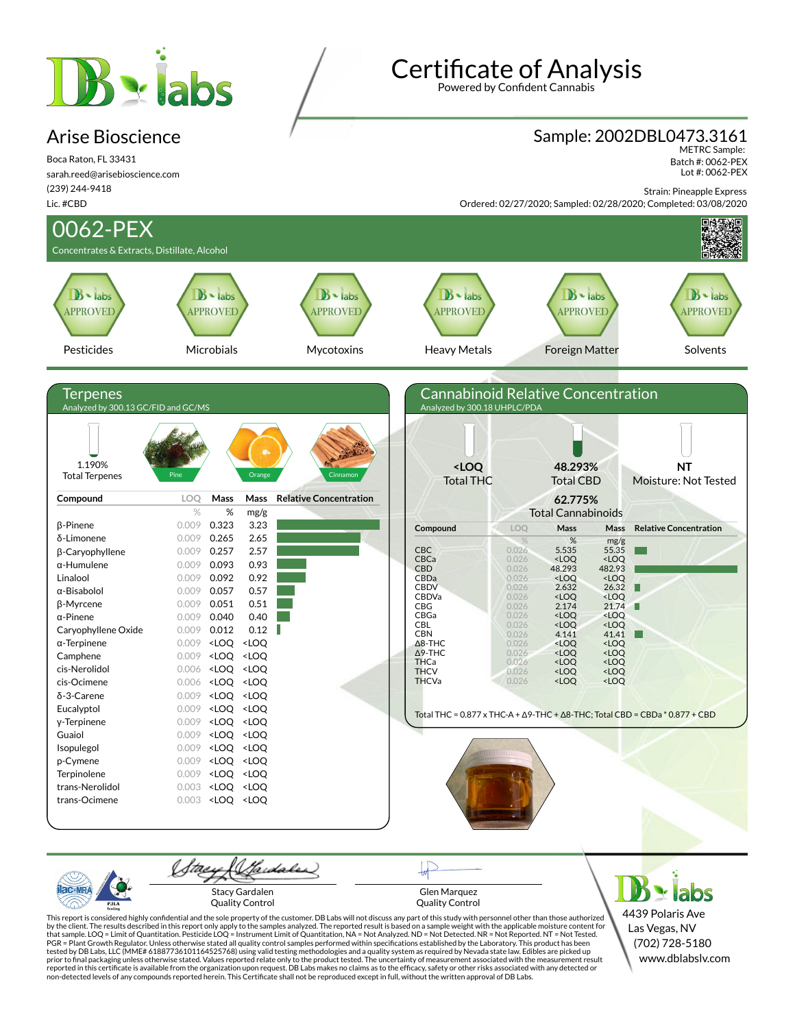# Certificate of Analysis

Powered by Confident Cannabis

## Arise Bioscience

Boca Raton, FL 33431
sarah.reed@arisebioscience.com
(239) 244-9418
Lic. #CBD

## Sample: 2002DBL0473.3161

METRC Sample:
Batch #: 0062-PEX
Lot #: 0062-PEX

Strain: Pineapple Express
Ordered: 02/27/2020; Sampled: 02/28/2020; Completed: 03/08/2020

## 0062-PEX

Concentrates & Extracts, Distillate, Alcohol

| Pesticides | Microbials | Mycotoxins | Heavy Metals | Foreign Matter | Solvents |
|---|---|---|---|---|---|
| APPROVED | APPROVED | APPROVED | APPROVED | APPROVED | APPROVED |

## Terpenes

Analyzed by 300.13 GC/FID and GC/MS

1.190% Total Terpenes

Pine | Orange | Cinnamon

| Compound | LOQ | Mass | Mass | Relative Concentration |
|---|---|---|---|---|
| | % | % | mg/g | |
| β-Pinene | 0.009 | 0.323 | 3.23 | |
| δ-Limonene | 0.009 | 0.265 | 2.65 | |
| β-Caryophyllene | 0.009 | 0.257 | 2.57 | |
| α-Humulene | 0.009 | 0.093 | 0.93 | |
| Linalool | 0.009 | 0.092 | 0.92 | |
| α-Bisabolol | 0.009 | 0.057 | 0.57 | |
| β-Myrcene | 0.009 | 0.051 | 0.51 | |
| α-Pinene | 0.009 | 0.040 | 0.40 | |
| Caryophyllene Oxide | 0.009 | 0.012 | 0.12 | |
| α-Terpinene | 0.009 | <LOQ | <LOQ | |
| Camphene | 0.009 | <LOQ | <LOQ | |
| cis-Nerolidol | 0.006 | <LOQ | <LOQ | |
| cis-Ocimene | 0.006 | <LOQ | <LOQ | |
| δ-3-Carene | 0.009 | <LOQ | <LOQ | |
| Eucalyptol | 0.009 | <LOQ | <LOQ | |
| γ-Terpinene | 0.009 | <LOQ | <LOQ | |
| Guaiol | 0.009 | <LOQ | <LOQ | |
| Isopulegol | 0.009 | <LOQ | <LOQ | |
| p-Cymene | 0.009 | <LOQ | <LOQ | |
| Terpinolene | 0.009 | <LOQ | <LOQ | |
| trans-Nerolidol | 0.003 | <LOQ | <LOQ | |
| trans-Ocimene | 0.003 | <LOQ | <LOQ | |

## Cannabinoid Relative Concentration

Analyzed by 300.18 UHPLC/PDA

**<LOQ** Total THC | **48.293%** Total CBD | **NT** Moisture: Not Tested

**62.775%** Total Cannabinoids

| Compound | LOQ | Mass | Mass | Relative Concentration |
|---|---|---|---|---|
| | % | % | mg/g | |
| CBC | 0.026 | 5.535 | 55.35 | |
| CBCa | 0.026 | <LOQ | <LOQ | |
| CBD | 0.026 | 48.293 | 482.93 | |
| CBDa | 0.026 | <LOQ | <LOQ | |
| CBDV | 0.026 | 2.632 | 26.32 | |
| CBDVa | 0.026 | <LOQ | <LOQ | |
| CBG | 0.026 | 2.174 | 21.74 | |
| CBGa | 0.026 | <LOQ | <LOQ | |
| CBL | 0.026 | <LOQ | <LOQ | |
| CBN | 0.026 | 4.141 | 41.41 | |
| Δ8-THC | 0.026 | <LOQ | <LOQ | |
| Δ9-THC | 0.026 | <LOQ | <LOQ | |
| THCa | 0.026 | <LOQ | <LOQ | |
| THCV | 0.026 | <LOQ | <LOQ | |
| THCVa | 0.026 | <LOQ | <LOQ | |

Total THC = 0.877 x THC-A + Δ9-THC + Δ8-THC; Total CBD = CBDa * 0.877 + CBD

Stacy Gardalen
Quality Control

Glen Marquez
Quality Control

DB Labs
4439 Polaris Ave
Las Vegas, NV
(702) 728-5180
www.dblabslv.com

This report is considered highly confidential and the sole property of the customer. DB Labs will not discuss any part of this study with personnel other than those authorized by the client. The results described in this report only apply to the samples analyzed. The reported result is based on a sample weight with the applicable moisture content for that sample. LOQ = Limit of Quantitation. Pesticide LOQ = Instrument Limit of Quantitation, NA = Not Analyzed. ND = Not Detected. NR = Not Reported. NT = Not Tested. PGR = Plant Growth Regulator. Unless otherwise stated all quality control samples performed within specifications established by the Laboratory. This product has been tested by DB Labs, LLC (MME# 61887736101164525768) using valid testing methodologies and a quality system as required by Nevada state law. Edibles are picked up prior to final packaging unless otherwise stated. Values reported relate only to the product tested. The uncertainty of measurement associated with the measurement result reported in this certificate is available from the organization upon request. DB Labs makes no claims as to the efficacy, safety or other risks associated with any detected or non-detected levels of any compounds reported herein. This Certificate shall not be reproduced except in full, without the written approval of DB Labs.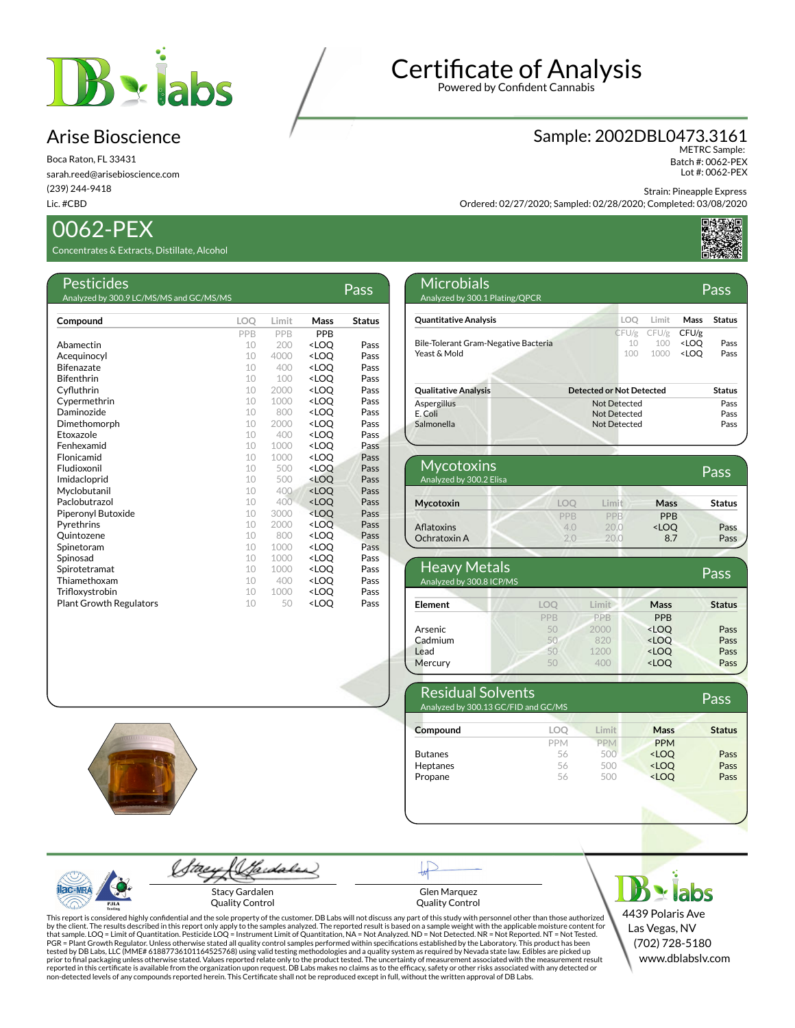# Certificate of Analysis

Powered by Confident Cannabis

## Arise Bioscience

Boca Raton, FL 33431
sarah.reed@arisebioscience.com
(239) 244-9418
Lic. #CBD

## Sample: 2002DBL0473.3161

METRC Sample:
Batch #: 0062-PEX
Lot #: 0062-PEX

Strain: Pineapple Express
Ordered: 02/27/2020; Sampled: 02/28/2020; Completed: 03/08/2020

## 0062-PEX

Concentrates & Extracts, Distillate, Alcohol

### Pesticides — Pass

Analyzed by 300.9 LC/MS/MS and GC/MS/MS

| Compound | LOQ | Limit | Mass | Status |
|---|---|---|---|---|
| | PPB | PPB | PPB | |
| Abamectin | 10 | 200 | <LOQ | Pass |
| Acequinocyl | 10 | 4000 | <LOQ | Pass |
| Bifenazate | 10 | 400 | <LOQ | Pass |
| Bifenthrin | 10 | 100 | <LOQ | Pass |
| Cyfluthrin | 10 | 2000 | <LOQ | Pass |
| Cypermethrin | 10 | 1000 | <LOQ | Pass |
| Daminozide | 10 | 800 | <LOQ | Pass |
| Dimethomorph | 10 | 2000 | <LOQ | Pass |
| Etoxazole | 10 | 400 | <LOQ | Pass |
| Fenhexamid | 10 | 1000 | <LOQ | Pass |
| Flonicamid | 10 | 1000 | <LOQ | Pass |
| Fludioxonil | 10 | 500 | <LOQ | Pass |
| Imidacloprid | 10 | 500 | <LOQ | Pass |
| Myclobutanil | 10 | 400 | <LOQ | Pass |
| Paclobutrazol | 10 | 400 | <LOQ | Pass |
| Piperonyl Butoxide | 10 | 3000 | <LOQ | Pass |
| Pyrethrins | 10 | 2000 | <LOQ | Pass |
| Quintozene | 10 | 800 | <LOQ | Pass |
| Spinetoram | 10 | 1000 | <LOQ | Pass |
| Spinosad | 10 | 1000 | <LOQ | Pass |
| Spirotetramat | 10 | 1000 | <LOQ | Pass |
| Thiamethoxam | 10 | 400 | <LOQ | Pass |
| Trifloxystrobin | 10 | 1000 | <LOQ | Pass |
| Plant Growth Regulators | 10 | 50 | <LOQ | Pass |

### Microbials — Pass

Analyzed by 300.1 Plating/QPCR

| Quantitative Analysis | LOQ | Limit | Mass | Status |
|---|---|---|---|---|
| | CFU/g | CFU/g | CFU/g | |
| Bile-Tolerant Gram-Negative Bacteria | 10 | 100 | <LOQ | Pass |
| Yeast & Mold | 100 | 1000 | <LOQ | Pass |

| Qualitative Analysis | Detected or Not Detected | Status |
|---|---|---|
| Aspergillus | Not Detected | Pass |
| E. Coli | Not Detected | Pass |
| Salmonella | Not Detected | Pass |

### Mycotoxins — Pass

Analyzed by 300.2 Elisa

| Mycotoxin | LOQ | Limit | Mass | Status |
|---|---|---|---|---|
| | PPB | PPB | PPB | |
| Aflatoxins | 4.0 | 20.0 | <LOQ | Pass |
| Ochratoxin A | 2.0 | 20.0 | 8.7 | Pass |

### Heavy Metals — Pass

Analyzed by 300.8 ICP/MS

| Element | LOQ | Limit | Mass | Status |
|---|---|---|---|---|
| | PPB | PPB | PPB | |
| Arsenic | 50 | 2000 | <LOQ | Pass |
| Cadmium | 50 | 820 | <LOQ | Pass |
| Lead | 50 | 1200 | <LOQ | Pass |
| Mercury | 50 | 400 | <LOQ | Pass |

### Residual Solvents — Pass

Analyzed by 300.13 GC/FID and GC/MS

| Compound | LOQ | Limit | Mass | Status |
|---|---|---|---|---|
| | PPM | PPM | PPM | |
| Butanes | 56 | 500 | <LOQ | Pass |
| Heptanes | 56 | 500 | <LOQ | Pass |
| Propane | 56 | 500 | <LOQ | Pass |

Stacy Gardalen
Quality Control

Glen Marquez
Quality Control

DB Labs
4439 Polaris Ave
Las Vegas, NV
(702) 728-5180
www.dblabslv.com

This report is considered highly confidential and the sole property of the customer. DB Labs will not discuss any part of this study with personnel other than those authorized by the client. The results described in this report only apply to the samples analyzed. The reported result is based on a sample weight with the applicable moisture content for that sample. LOQ = Limit of Quantitation. Pesticide LOQ = Instrument Limit of Quantitation, NA = Not Analyzed. ND = Not Detected. NR = Not Reported. NT = Not Tested. PGR = Plant Growth Regulator. Unless otherwise stated all quality control samples performed within specifications established by the Laboratory. This product has been tested by DB Labs, LLC (MME# 61887736101164525768) using valid testing methodologies and a quality system as required by Nevada state law. Edibles are picked up prior to final packaging unless otherwise stated. Values reported relate only to the product tested. The uncertainty of measurement associated with the measurement result reported in this certificate is available from the organization upon request. DB Labs makes no claims as to the efficacy, safety or other risks associated with any detected or non-detected levels of any compounds reported herein. This Certificate shall not be reproduced except in full, without the written approval of DB Labs.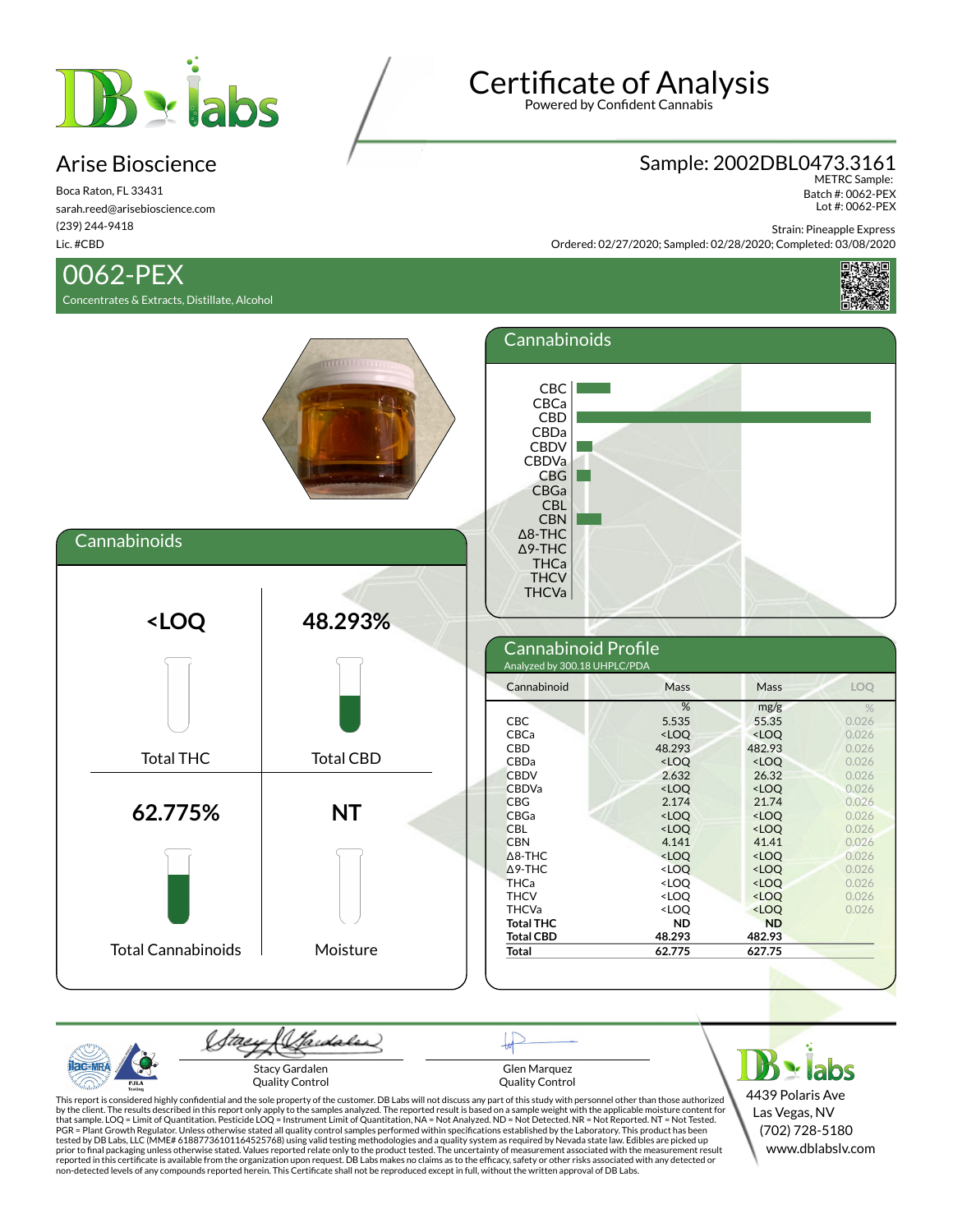# Certificate of Analysis

Powered by Confident Cannabis

## Arise Bioscience

Boca Raton, FL 33431
sarah.reed@arisebioscience.com
(239) 244-9418
Lic. #CBD

## Sample: 2002DBL0473.3161

METRC Sample:
Batch #: 0062-PEX
Lot #: 0062-PEX

Strain: Pineapple Express
Ordered: 02/27/2020; Sampled: 02/28/2020; Completed: 03/08/2020

## 0062-PEX

Concentrates & Extracts, Distillate, Alcohol

## Cannabinoids

| | |
|---|---|
| **<LOQ** | **48.293%** |
| Total THC | Total CBD |
| **62.775%** | **NT** |
| Total Cannabinoids | Moisture |

## Cannabinoids

CBC
CBCa
CBD
CBDa
CBDV
CBDVa
CBG
CBGa
CBL
CBN
Δ8-THC
Δ9-THC
THCa
THCV
THCVa

## Cannabinoid Profile

Analyzed by 300.18 UHPLC/PDA

| Cannabinoid | Mass % | Mass mg/g | LOQ % |
|---|---|---|---|
| CBC | 5.535 | 55.35 | 0.026 |
| CBCa | <LOQ | <LOQ | 0.026 |
| CBD | 48.293 | 482.93 | 0.026 |
| CBDa | <LOQ | <LOQ | 0.026 |
| CBDV | 2.632 | 26.32 | 0.026 |
| CBDVa | <LOQ | <LOQ | 0.026 |
| CBG | 2.174 | 21.74 | 0.026 |
| CBGa | <LOQ | <LOQ | 0.026 |
| CBL | <LOQ | <LOQ | 0.026 |
| CBN | 4.141 | 41.41 | 0.026 |
| Δ8-THC | <LOQ | <LOQ | 0.026 |
| Δ9-THC | <LOQ | <LOQ | 0.026 |
| THCa | <LOQ | <LOQ | 0.026 |
| THCV | <LOQ | <LOQ | 0.026 |
| THCVa | <LOQ | <LOQ | 0.026 |
| **Total THC** | **ND** | **ND** | |
| **Total CBD** | **48.293** | **482.93** | |
| **Total** | **62.775** | **627.75** | |

Stacy Gardalen
Quality Control

Glen Marquez
Quality Control

This report is considered highly confidential and the sole property of the customer. DB Labs will not discuss any part of this study with personnel other than those authorized by the client. The results described in this report only apply to the samples analyzed. The reported result is based on a sample weight with the applicable moisture content for that sample. LOQ = Limit of Quantitation. Pesticide LOQ = Instrument Limit of Quantitation, NA = Not Analyzed. ND = Not Detected. NR = Not Reported. NT = Not Tested. PGR = Plant Growth Regulator. Unless otherwise stated all quality control samples performed within specifications established by the Laboratory. This product has been tested by DB Labs, LLC (MME# 61887736101164525768) using valid testing methodologies and a quality system as required by Nevada state law. Edibles are picked up prior to final packaging unless otherwise stated. Values reported relate only to the product tested. The uncertainty of measurement associated with the measurement result reported in this certificate is available from the organization upon request. DB Labs makes no claims as to the efficacy, safety or other risks associated with any detected or non-detected levels of any compounds reported herein. This Certificate shall not be reproduced except in full, without the written approval of DB Labs.

DB labs
4439 Polaris Ave
Las Vegas, NV
(702) 728-5180
www.dblabslv.com